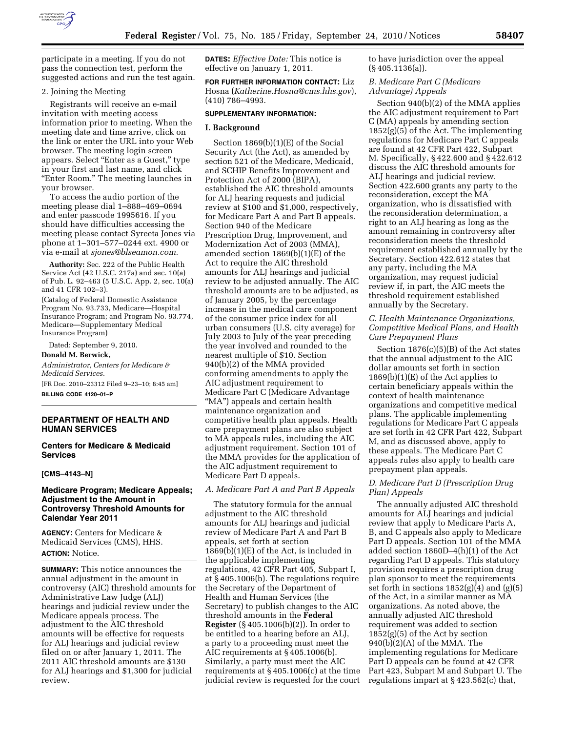participate in a meeting. If you do not pass the connection test, perform the suggested actions and run the test again.

2. Joining the Meeting

Registrants will receive an e-mail invitation with meeting access information prior to meeting. When the meeting date and time arrive, click on the link or enter the URL into your Web browser. The meeting login screen appears. Select "Enter as a Guest," type in your first and last name, and click "Enter Room." The meeting launches in your browser.

To access the audio portion of the meeting please dial 1–888–469–0694 and enter passcode 1995616. If you should have difficulties accessing the meeting please contact Syreeta Jones via phone at 1–301–577–0244 ext. 4900 or via e-mail at *sjones@blseamon.com.*

**Authority:** Sec. 222 of the Public Health Service Act (42 U.S.C. 217a) and sec. 10(a) of Pub. L. 92–463 (5 U.S.C. App. 2, sec. 10(a) and 41 CFR 102–3).

(Catalog of Federal Domestic Assistance Program No. 93.733, Medicare—Hospital Insurance Program; and Program No. 93.774, Medicare—Supplementary Medical Insurance Program)

Dated: September 9, 2010.

**Donald M. Berwick,**

*Administrator, Centers for Medicare & Medicaid Services.*

[FR Doc. 2010–23312 Filed 9–23–10; 8:45 am]

**BILLING CODE 4120–01–P**

## DEPARTMENT OF HEALTH AND HUMAN SERVICES

### Centers for Medicare & Medicaid Services

**[CMS–4143–N]**

### Medicare Program; Medicare Appeals; Adjustment to the Amount in Controversy Threshold Amounts for Calendar Year 2011

**AGENCY:** Centers for Medicare & Medicaid Services (CMS), HHS.

**ACTION:** Notice.

**SUMMARY:** This notice announces the annual adjustment in the amount in controversy (AIC) threshold amounts for Administrative Law Judge (ALJ) hearings and judicial review under the Medicare appeals process. The adjustment to the AIC threshold amounts will be effective for requests for ALJ hearings and judicial review filed on or after January 1, 2011. The 2011 AIC threshold amounts are $130 for ALJ hearings and $1,300 for judicial review.

**DATES:** *Effective Date:* This notice is effective on January 1, 2011.

**FOR FURTHER INFORMATION CONTACT:** Liz Hosna (*Katherine.Hosna@cms.hhs.gov*), (410) 786–4993.

**SUPPLEMENTARY INFORMATION:**

**I. Background**

Section 1869(b)(1)(E) of the Social Security Act (the Act), as amended by section 521 of the Medicare, Medicaid, and SCHIP Benefits Improvement and Protection Act of 2000 (BIPA), established the AIC threshold amounts for ALJ hearing requests and judicial review at $100 and $1,000, respectively, for Medicare Part A and Part B appeals. Section 940 of the Medicare Prescription Drug, Improvement, and Modernization Act of 2003 (MMA), amended section 1869(b)(1)(E) of the Act to require the AIC threshold amounts for ALJ hearings and judicial review to be adjusted annually. The AIC threshold amounts are to be adjusted, as of January 2005, by the percentage increase in the medical care component of the consumer price index for all urban consumers (U.S. city average) for July 2003 to July of the year preceding the year involved and rounded to the nearest multiple of $10. Section 940(b)(2) of the MMA provided conforming amendments to apply the AIC adjustment requirement to Medicare Part C (Medicare Advantage "MA") appeals and certain health maintenance organization and competitive health plan appeals. Health care prepayment plans are also subject to MA appeals rules, including the AIC adjustment requirement. Section 101 of the MMA provides for the application of the AIC adjustment requirement to Medicare Part D appeals.

*A. Medicare Part A and Part B Appeals*

The statutory formula for the annual adjustment to the AIC threshold amounts for ALJ hearings and judicial review of Medicare Part A and Part B appeals, set forth at section 1869(b)(1)(E) of the Act, is included in the applicable implementing regulations, 42 CFR Part 405, Subpart I, at § 405.1006(b). The regulations require the Secretary of the Department of Health and Human Services (the Secretary) to publish changes to the AIC threshold amounts in the **Federal Register** (§ 405.1006(b)(2)). In order to be entitled to a hearing before an ALJ, a party to a proceeding must meet the AIC requirements at § 405.1006(b). Similarly, a party must meet the AIC requirements at § 405.1006(c) at the time judicial review is requested for the court to have jurisdiction over the appeal (§ 405.1136(a)).

*B. Medicare Part C (Medicare Advantage) Appeals*

Section 940(b)(2) of the MMA applies the AIC adjustment requirement to Part C (MA) appeals by amending section 1852(g)(5) of the Act. The implementing regulations for Medicare Part C appeals are found at 42 CFR Part 422, Subpart M. Specifically, § 422.600 and § 422.612 discuss the AIC threshold amounts for ALJ hearings and judicial review. Section 422.600 grants any party to the reconsideration, except the MA organization, who is dissatisfied with the reconsideration determination, a right to an ALJ hearing as long as the amount remaining in controversy after reconsideration meets the threshold requirement established annually by the Secretary. Section 422.612 states that any party, including the MA organization, may request judicial review if, in part, the AIC meets the threshold requirement established annually by the Secretary.

*C. Health Maintenance Organizations, Competitive Medical Plans, and Health Care Prepayment Plans*

Section 1876(c)(5)(B) of the Act states that the annual adjustment to the AIC dollar amounts set forth in section 1869(b)(1)(E) of the Act applies to certain beneficiary appeals within the context of health maintenance organizations and competitive medical plans. The applicable implementing regulations for Medicare Part C appeals are set forth in 42 CFR Part 422, Subpart M, and as discussed above, apply to these appeals. The Medicare Part C appeals rules also apply to health care prepayment plan appeals.

*D. Medicare Part D (Prescription Drug Plan) Appeals*

The annually adjusted AIC threshold amounts for ALJ hearings and judicial review that apply to Medicare Parts A, B, and C appeals also apply to Medicare Part D appeals. Section 101 of the MMA added section 1860D–4(h)(1) of the Act regarding Part D appeals. This statutory provision requires a prescription drug plan sponsor to meet the requirements set forth in sections 1852(g)(4) and (g)(5) of the Act, in a similar manner as MA organizations. As noted above, the annually adjusted AIC threshold requirement was added to section 1852(g)(5) of the Act by section 940(b)(2)(A) of the MMA. The implementing regulations for Medicare Part D appeals can be found at 42 CFR Part 423, Subpart M and Subpart U. The regulations impart at § 423.562(c) that,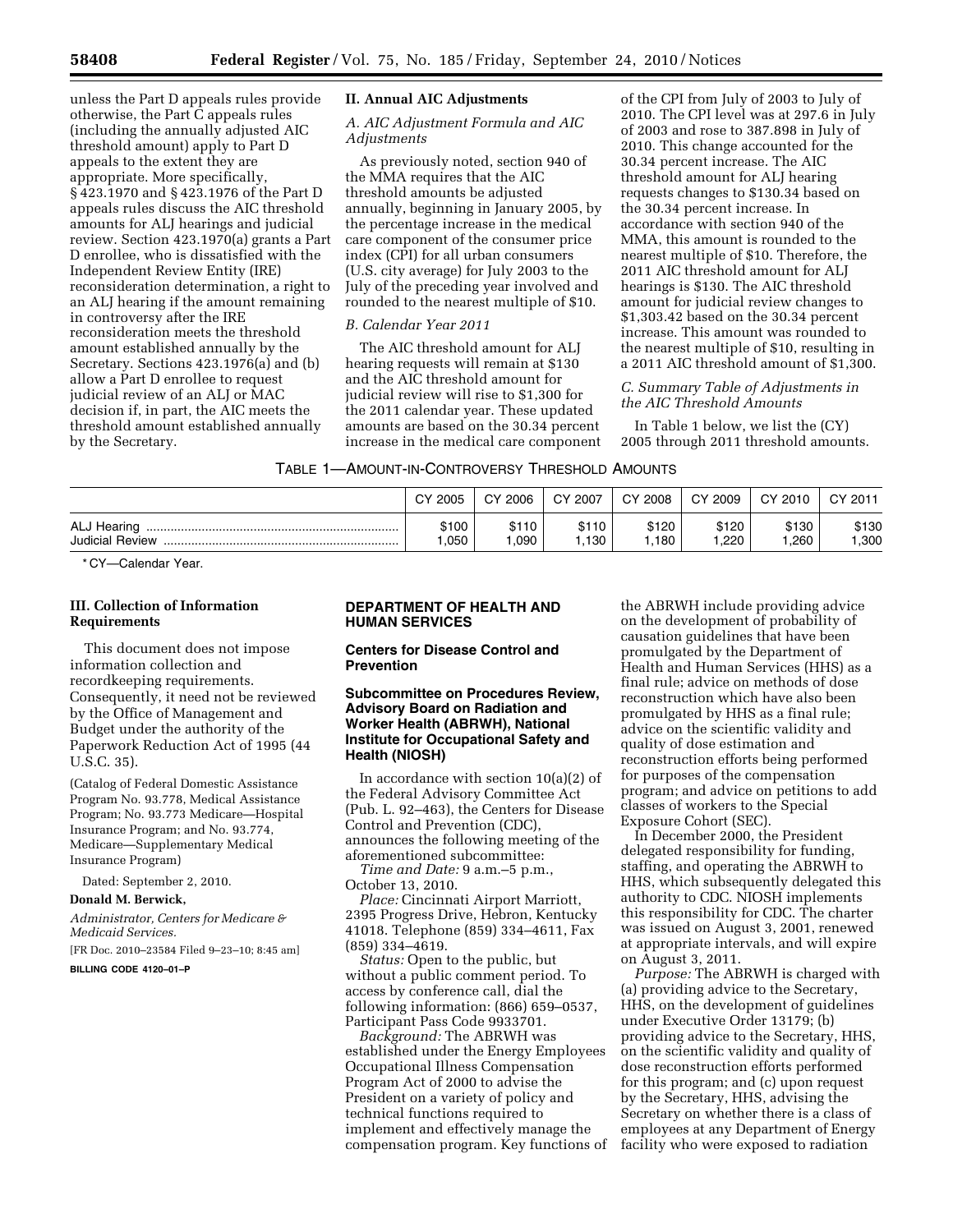unless the Part D appeals rules provide otherwise, the Part C appeals rules (including the annually adjusted AIC threshold amount) apply to Part D appeals to the extent they are appropriate. More specifically, § 423.1970 and § 423.1976 of the Part D appeals rules discuss the AIC threshold amounts for ALJ hearings and judicial review. Section 423.1970(a) grants a Part D enrollee, who is dissatisfied with the Independent Review Entity (IRE) reconsideration determination, a right to an ALJ hearing if the amount remaining in controversy after the IRE reconsideration meets the threshold amount established annually by the Secretary. Sections 423.1976(a) and (b) allow a Part D enrollee to request judicial review of an ALJ or MAC decision if, in part, the AIC meets the threshold amount established annually by the Secretary.

## II. Annual AIC Adjustments

### *A. AIC Adjustment Formula and AIC Adjustments*

As previously noted, section 940 of the MMA requires that the AIC threshold amounts be adjusted annually, beginning in January 2005, by the percentage increase in the medical care component of the consumer price index (CPI) for all urban consumers (U.S. city average) for July 2003 to the July of the preceding year involved and rounded to the nearest multiple of $10.

### *B. Calendar Year 2011*

The AIC threshold amount for ALJ hearing requests will remain at $130 and the AIC threshold amount for judicial review will rise to $1,300 for the 2011 calendar year. These updated amounts are based on the 30.34 percent increase in the medical care component of the CPI from July of 2003 to July of 2010. The CPI level was at 297.6 in July of 2003 and rose to 387.898 in July of 2010. This change accounted for the 30.34 percent increase. The AIC threshold amount for ALJ hearing requests changes to $130.34 based on the 30.34 percent increase. In accordance with section 940 of the MMA, this amount is rounded to the nearest multiple of $10. Therefore, the 2011 AIC threshold amount for ALJ hearings is $130. The AIC threshold amount for judicial review changes to $1,303.42 based on the 30.34 percent increase. This amount was rounded to the nearest multiple of $10, resulting in a 2011 AIC threshold amount of $1,300.

### *C. Summary Table of Adjustments in the AIC Threshold Amounts*

In Table 1 below, we list the (CY) 2005 through 2011 threshold amounts.

TABLE 1—AMOUNT-IN-CONTROVERSY THRESHOLD AMOUNTS

| | CY 2005 | CY 2006 | CY 2007 | CY 2008 | CY 2009 | CY 2010 | CY 2011 |
|---|---|---|---|---|---|---|---|
| ALJ Hearing | $100 | $110 | $110 | $120 | $120 | $130 | $130 |
| Judicial Review | 1,050 | 1,090 | 1,130 | 1,180 | 1,220 | 1,260 | 1,300 |

* CY—Calendar Year.

## III. Collection of Information Requirements

This document does not impose information collection and recordkeeping requirements. Consequently, it need not be reviewed by the Office of Management and Budget under the authority of the Paperwork Reduction Act of 1995 (44 U.S.C. 35).

(Catalog of Federal Domestic Assistance Program No. 93.778, Medical Assistance Program; No. 93.773 Medicare—Hospital Insurance Program; and No. 93.774, Medicare—Supplementary Medical Insurance Program)

Dated: September 2, 2010.

**Donald M. Berwick,**

*Administrator, Centers for Medicare & Medicaid Services.*

[FR Doc. 2010–23584 Filed 9–23–10; 8:45 am]

**BILLING CODE 4120–01–P**

## DEPARTMENT OF HEALTH AND HUMAN SERVICES

### Centers for Disease Control and Prevention

### Subcommittee on Procedures Review, Advisory Board on Radiation and Worker Health (ABRWH), National Institute for Occupational Safety and Health (NIOSH)

In accordance with section 10(a)(2) of the Federal Advisory Committee Act (Pub. L. 92–463), the Centers for Disease Control and Prevention (CDC), announces the following meeting of the aforementioned subcommittee:

*Time and Date:* 9 a.m.–5 p.m., October 13, 2010.

*Place:* Cincinnati Airport Marriott, 2395 Progress Drive, Hebron, Kentucky 41018. Telephone (859) 334–4611, Fax (859) 334–4619.

*Status:* Open to the public, but without a public comment period. To access by conference call, dial the following information: (866) 659–0537, Participant Pass Code 9933701.

*Background:* The ABRWH was established under the Energy Employees Occupational Illness Compensation Program Act of 2000 to advise the President on a variety of policy and technical functions required to implement and effectively manage the compensation program. Key functions of the ABRWH include providing advice on the development of probability of causation guidelines that have been promulgated by the Department of Health and Human Services (HHS) as a final rule; advice on methods of dose reconstruction which have also been promulgated by HHS as a final rule; advice on the scientific validity and quality of dose estimation and reconstruction efforts being performed for purposes of the compensation program; and advice on petitions to add classes of workers to the Special Exposure Cohort (SEC).

In December 2000, the President delegated responsibility for funding, staffing, and operating the ABRWH to HHS, which subsequently delegated this authority to CDC. NIOSH implements this responsibility for CDC. The charter was issued on August 3, 2001, renewed at appropriate intervals, and will expire on August 3, 2011.

*Purpose:* The ABRWH is charged with (a) providing advice to the Secretary, HHS, on the development of guidelines under Executive Order 13179; (b) providing advice to the Secretary, HHS, on the scientific validity and quality of dose reconstruction efforts performed for this program; and (c) upon request by the Secretary, HHS, advising the Secretary on whether there is a class of employees at any Department of Energy facility who were exposed to radiation